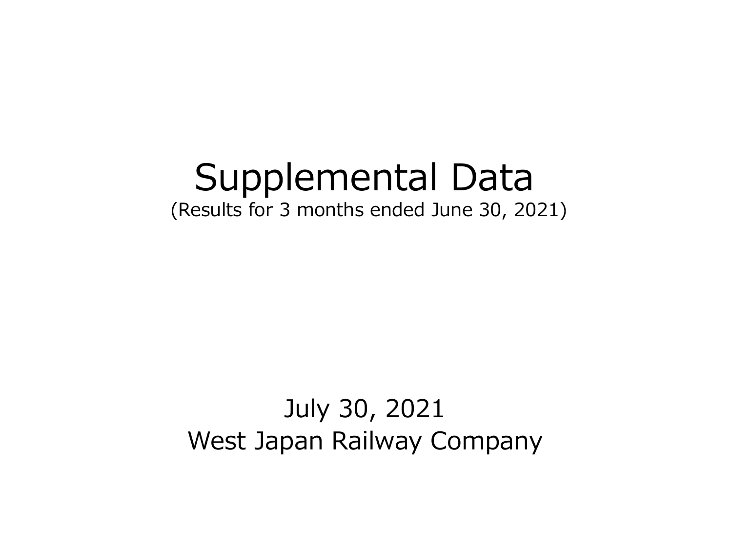# Supplemental Data

(Results for 3 months ended June 30, 2021)

July 30, 2021

West Japan Railway Company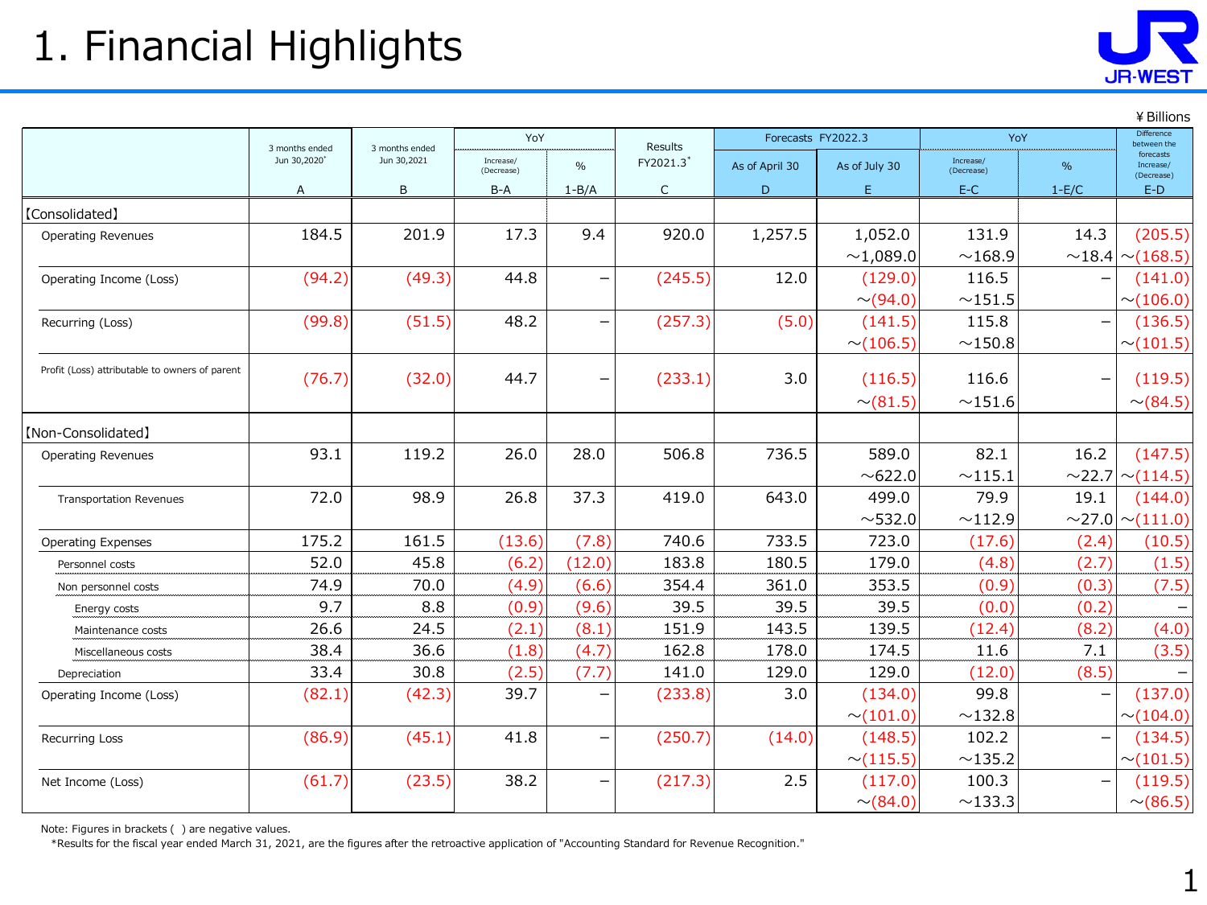# 1. Financial Highlights

¥ Billions

| | 3 months ended Jun 30,2020* | 3 months ended Jun 30,2021 | YoY | | Results FY2021.3* | Forecasts FY2022.3 | | YoY | | Difference between the forecasts Increase/(Decrease) |
|---|---|---|---|---|---|---|---|---|---|---|
| | | | Increase/(Decrease) | % | | As of April 30 | As of July 30 | Increase/(Decrease) | % | |
| | A | B | B-A | 1-B/A | C | D | E | E-C | 1-E/C | E-D |
| 【Consolidated】 | | | | | | | | | | |
| Operating Revenues | 184.5 | 201.9 | 17.3 | 9.4 | 920.0 | 1,257.5 | 1,052.0 ~1,089.0 | 131.9 ~168.9 | 14.3 ~18.4 | (205.5) ~(168.5) |
| Operating Income (Loss) | (94.2) | (49.3) | 44.8 | – | (245.5) | 12.0 | (129.0) ~(94.0) | 116.5 ~151.5 | – | (141.0) ~(106.0) |
| Recurring (Loss) | (99.8) | (51.5) | 48.2 | – | (257.3) | (5.0) | (141.5) ~(106.5) | 115.8 ~150.8 | – | (136.5) ~(101.5) |
| Profit (Loss) attributable to owners of parent | (76.7) | (32.0) | 44.7 | – | (233.1) | 3.0 | (116.5) ~(81.5) | 116.6 ~151.6 | – | (119.5) ~(84.5) |
| 【Non-Consolidated】 | | | | | | | | | | |
| Operating Revenues | 93.1 | 119.2 | 26.0 | 28.0 | 506.8 | 736.5 | 589.0 ~622.0 | 82.1 ~115.1 | 16.2 ~22.7 | (147.5) ~(114.5) |
| Transportation Revenues | 72.0 | 98.9 | 26.8 | 37.3 | 419.0 | 643.0 | 499.0 ~532.0 | 79.9 ~112.9 | 19.1 ~27.0 | (144.0) ~(111.0) |
| Operating Expenses | 175.2 | 161.5 | (13.6) | (7.8) | 740.6 | 733.5 | 723.0 | (17.6) | (2.4) | (10.5) |
| Personnel costs | 52.0 | 45.8 | (6.2) | (12.0) | 183.8 | 180.5 | 179.0 | (4.8) | (2.7) | (1.5) |
| Non personnel costs | 74.9 | 70.0 | (4.9) | (6.6) | 354.4 | 361.0 | 353.5 | (0.9) | (0.3) | (7.5) |
| Energy costs | 9.7 | 8.8 | (0.9) | (9.6) | 39.5 | 39.5 | 39.5 | (0.0) | (0.2) | – |
| Maintenance costs | 26.6 | 24.5 | (2.1) | (8.1) | 151.9 | 143.5 | 139.5 | (12.4) | (8.2) | (4.0) |
| Miscellaneous costs | 38.4 | 36.6 | (1.8) | (4.7) | 162.8 | 178.0 | 174.5 | 11.6 | 7.1 | (3.5) |
| Depreciation | 33.4 | 30.8 | (2.5) | (7.7) | 141.0 | 129.0 | 129.0 | (12.0) | (8.5) | – |
| Operating Income (Loss) | (82.1) | (42.3) | 39.7 | – | (233.8) | 3.0 | (134.0) ~(101.0) | 99.8 ~132.8 | – | (137.0) ~(104.0) |
| Recurring Loss | (86.9) | (45.1) | 41.8 | – | (250.7) | (14.0) | (148.5) ~(115.5) | 102.2 ~135.2 | – | (134.5) ~(101.5) |
| Net Income (Loss) | (61.7) | (23.5) | 38.2 | – | (217.3) | 2.5 | (117.0) ~(84.0) | 100.3 ~133.3 | – | (119.5) ~(86.5) |

Note: Figures in brackets ( ) are negative values.
*Results for the fiscal year ended March 31, 2021, are the figures after the retroactive application of "Accounting Standard for Revenue Recognition."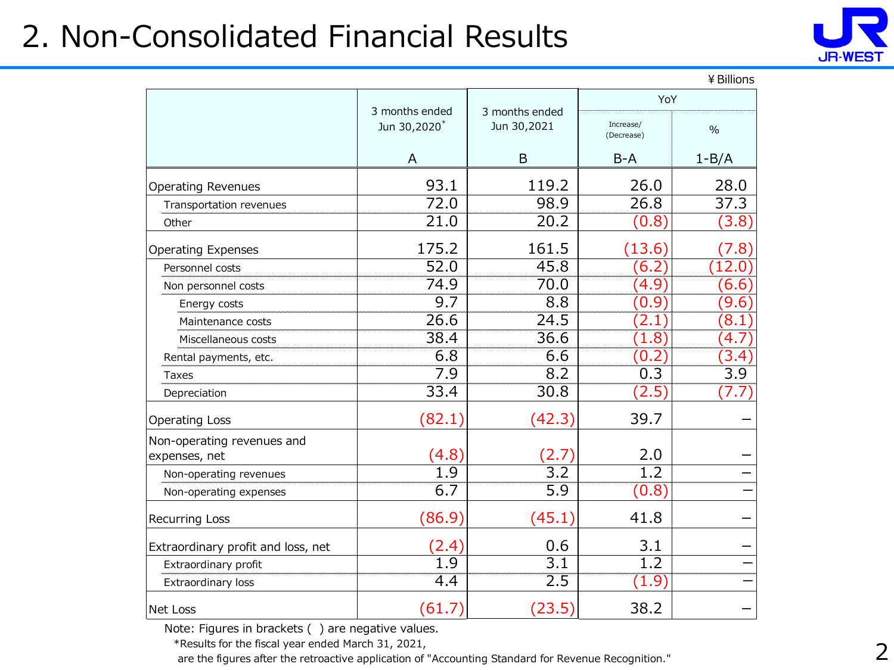# 2. Non-Consolidated Financial Results

¥Billions

| | 3 months ended Jun 30,2020* | 3 months ended Jun 30,2021 | YoY | |
|---|---|---|---|---|
| | | | Increase/ (Decrease) | % |
| | A | B | B-A | 1-B/A |
| Operating Revenues | 93.1 | 119.2 | 26.0 | 28.0 |
| Transportation revenues | 72.0 | 98.9 | 26.8 | 37.3 |
| Other | 21.0 | 20.2 | (0.8) | (3.8) |
| Operating Expenses | 175.2 | 161.5 | (13.6) | (7.8) |
| Personnel costs | 52.0 | 45.8 | (6.2) | (12.0) |
| Non personnel costs | 74.9 | 70.0 | (4.9) | (6.6) |
| Energy costs | 9.7 | 8.8 | (0.9) | (9.6) |
| Maintenance costs | 26.6 | 24.5 | (2.1) | (8.1) |
| Miscellaneous costs | 38.4 | 36.6 | (1.8) | (4.7) |
| Rental payments, etc. | 6.8 | 6.6 | (0.2) | (3.4) |
| Taxes | 7.9 | 8.2 | 0.3 | 3.9 |
| Depreciation | 33.4 | 30.8 | (2.5) | (7.7) |
| Operating Loss | (82.1) | (42.3) | 39.7 | – |
| Non-operating revenues and expenses, net | (4.8) | (2.7) | 2.0 | – |
| Non-operating revenues | 1.9 | 3.2 | 1.2 | – |
| Non-operating expenses | 6.7 | 5.9 | (0.8) | – |
| Recurring Loss | (86.9) | (45.1) | 41.8 | – |
| Extraordinary profit and loss, net | (2.4) | 0.6 | 3.1 | – |
| Extraordinary profit | 1.9 | 3.1 | 1.2 | – |
| Extraordinary loss | 4.4 | 2.5 | (1.9) | – |
| Net Loss | (61.7) | (23.5) | 38.2 | – |

Note: Figures in brackets ( ) are negative values.

*Results for the fiscal year ended March 31, 2021, are the figures after the retroactive application of "Accounting Standard for Revenue Recognition."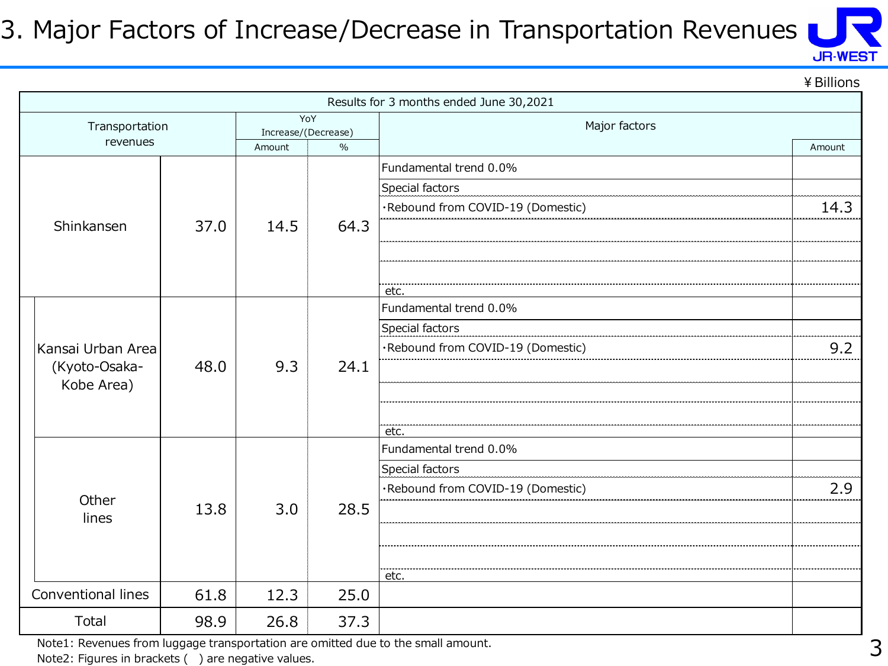# 3. Major Factors of Increase/Decrease in Transportation Revenues

¥Billions

| Results for 3 months ended June 30,2021 | | | | | |
|---|---|---|---|---|---|
| Transportation revenues | | YoY Increase/(Decrease) Amount | YoY Increase/(Decrease) % | Major factors | Amount |
| Shinkansen | 37.0 | 14.5 | 64.3 | Fundamental trend 0.0% | |
| | | | | Special factors | |
| | | | | ・Rebound from COVID-19 (Domestic) | 14.3 |
| | | | | etc. | |
| Kansai Urban Area (Kyoto-Osaka-Kobe Area) | 48.0 | 9.3 | 24.1 | Fundamental trend 0.0% | |
| | | | | Special factors | |
| | | | | ・Rebound from COVID-19 (Domestic) | 9.2 |
| | | | | etc. | |
| Other lines | 13.8 | 3.0 | 28.5 | Fundamental trend 0.0% | |
| | | | | Special factors | |
| | | | | ・Rebound from COVID-19 (Domestic) | 2.9 |
| | | | | etc. | |
| Conventional lines | 61.8 | 12.3 | 25.0 | | |
| Total | 98.9 | 26.8 | 37.3 | | |

Note1: Revenues from luggage transportation are omitted due to the small amount.
Note2: Figures in brackets ( ) are negative values.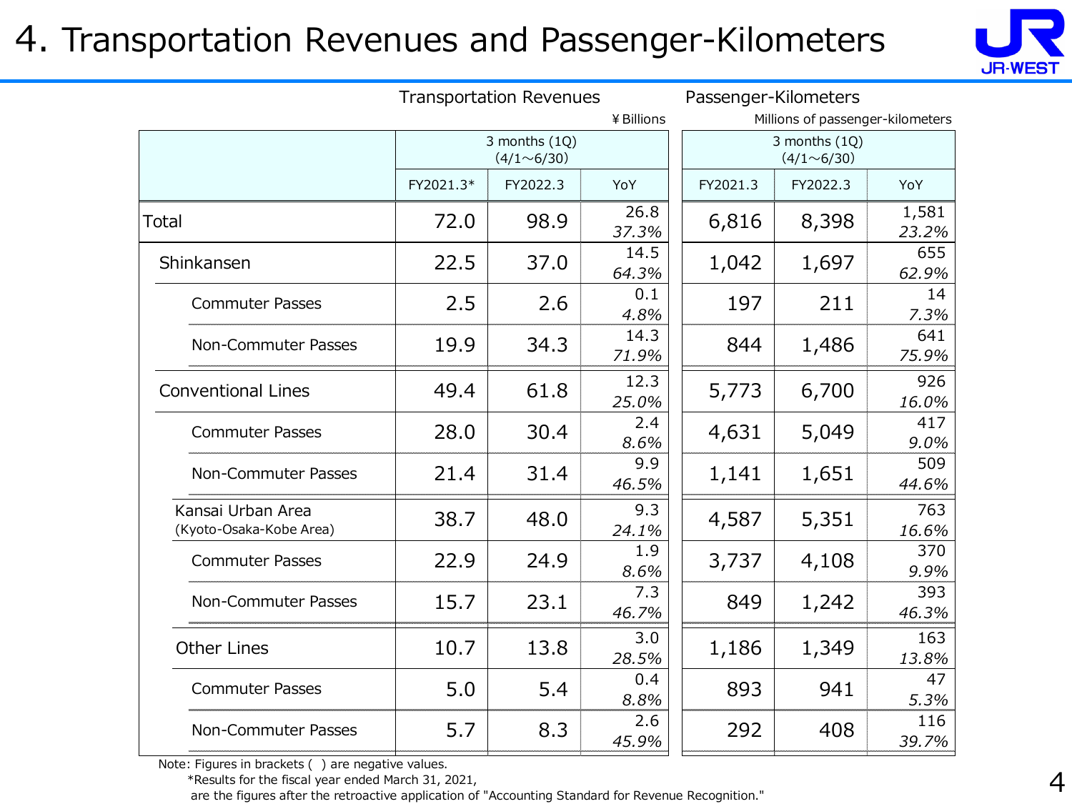# 4. Transportation Revenues and Passenger-Kilometers

| | Transportation Revenues (¥Billions) 3 months (1Q) (4/1～6/30) | | | Passenger-Kilometers (Millions of passenger-kilometers) 3 months (1Q) (4/1～6/30) | | |
|---|---|---|---|---|---|---|
| | FY2021.3* | FY2022.3 | YoY | FY2021.3 | FY2022.3 | YoY |
| Total | 72.0 | 98.9 | 26.8 *37.3%* | 6,816 | 8,398 | 1,581 *23.2%* |
| Shinkansen | 22.5 | 37.0 | 14.5 *64.3%* | 1,042 | 1,697 | 655 *62.9%* |
| Commuter Passes | 2.5 | 2.6 | 0.1 *4.8%* | 197 | 211 | 14 *7.3%* |
| Non-Commuter Passes | 19.9 | 34.3 | 14.3 *71.9%* | 844 | 1,486 | 641 *75.9%* |
| Conventional Lines | 49.4 | 61.8 | 12.3 *25.0%* | 5,773 | 6,700 | 926 *16.0%* |
| Commuter Passes | 28.0 | 30.4 | 2.4 *8.6%* | 4,631 | 5,049 | 417 *9.0%* |
| Non-Commuter Passes | 21.4 | 31.4 | 9.9 *46.5%* | 1,141 | 1,651 | 509 *44.6%* |
| Kansai Urban Area (Kyoto-Osaka-Kobe Area) | 38.7 | 48.0 | 9.3 *24.1%* | 4,587 | 5,351 | 763 *16.6%* |
| Commuter Passes | 22.9 | 24.9 | 1.9 *8.6%* | 3,737 | 4,108 | 370 *9.9%* |
| Non-Commuter Passes | 15.7 | 23.1 | 7.3 *46.7%* | 849 | 1,242 | 393 *46.3%* |
| Other Lines | 10.7 | 13.8 | 3.0 *28.5%* | 1,186 | 1,349 | 163 *13.8%* |
| Commuter Passes | 5.0 | 5.4 | 0.4 *8.8%* | 893 | 941 | 47 *5.3%* |
| Non-Commuter Passes | 5.7 | 8.3 | 2.6 *45.9%* | 292 | 408 | 116 *39.7%* |

Note: Figures in brackets ( ) are negative values.
*Results for the fiscal year ended March 31, 2021, are the figures after the retroactive application of "Accounting Standard for Revenue Recognition."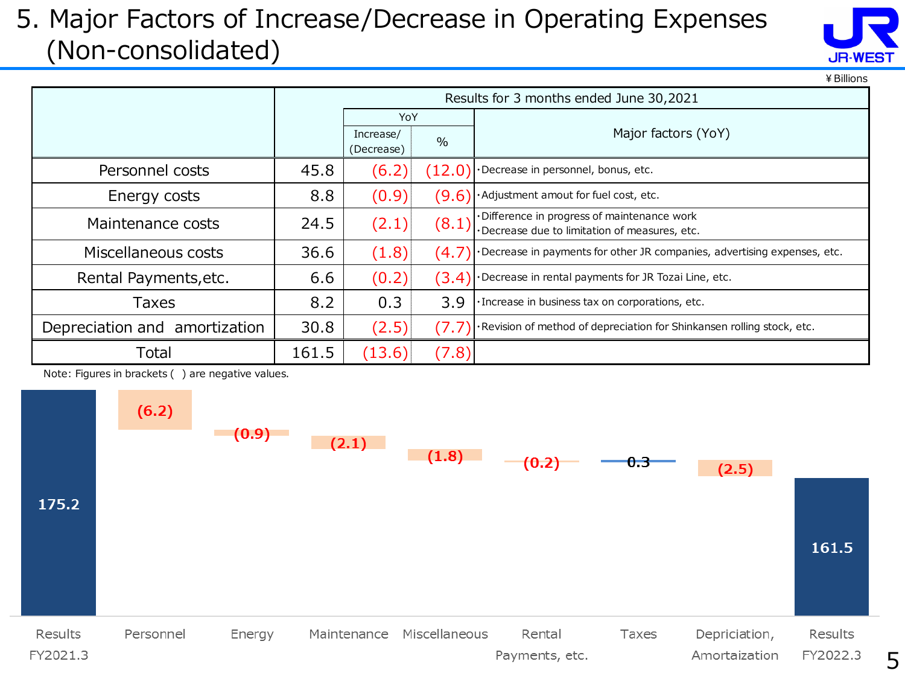# 5. Major Factors of Increase/Decrease in Operating Expenses (Non-consolidated)

¥ Billions

| | Results for 3 months ended June 30,2021 | | | |
|---|---|---|---|---|
| | | YoY | | Major factors (YoY) |
| | | Increase/ (Decrease) | % | |
| Personnel costs | 45.8 | (6.2) | (12.0) | ・Decrease in personnel, bonus, etc. |
| Energy costs | 8.8 | (0.9) | (9.6) | ・Adjustment amout for fuel cost, etc. |
| Maintenance costs | 24.5 | (2.1) | (8.1) | ・Difference in progress of maintenance work<br>・Decrease due to limitation of measures, etc. |
| Miscellaneous costs | 36.6 | (1.8) | (4.7) | ・Decrease in payments for other JR companies, advertising expenses, etc. |
| Rental Payments,etc. | 6.6 | (0.2) | (3.4) | ・Decrease in rental payments for JR Tozai Line, etc. |
| Taxes | 8.2 | 0.3 | 3.9 | ・Increase in business tax on corporations, etc. |
| Depreciation and amortization | 30.8 | (2.5) | (7.7) | ・Revision of method of depreciation for Shinkansen rolling stock, etc. |
| Total | 161.5 | (13.6) | (7.8) | |

Note: Figures in brackets ( ) are negative values.

| Results FY2021.3 | Personnel | Energy | Maintenance | Miscellaneous | Rental Payments, etc. | Taxes | Depriciation, Amortaization | Results FY2022.3 |
|---|---|---|---|---|---|---|---|---|
| 175.2 | (6.2) | (0.9) | (2.1) | (1.8) | (0.2) | 0.3 | (2.5) | 161.5 |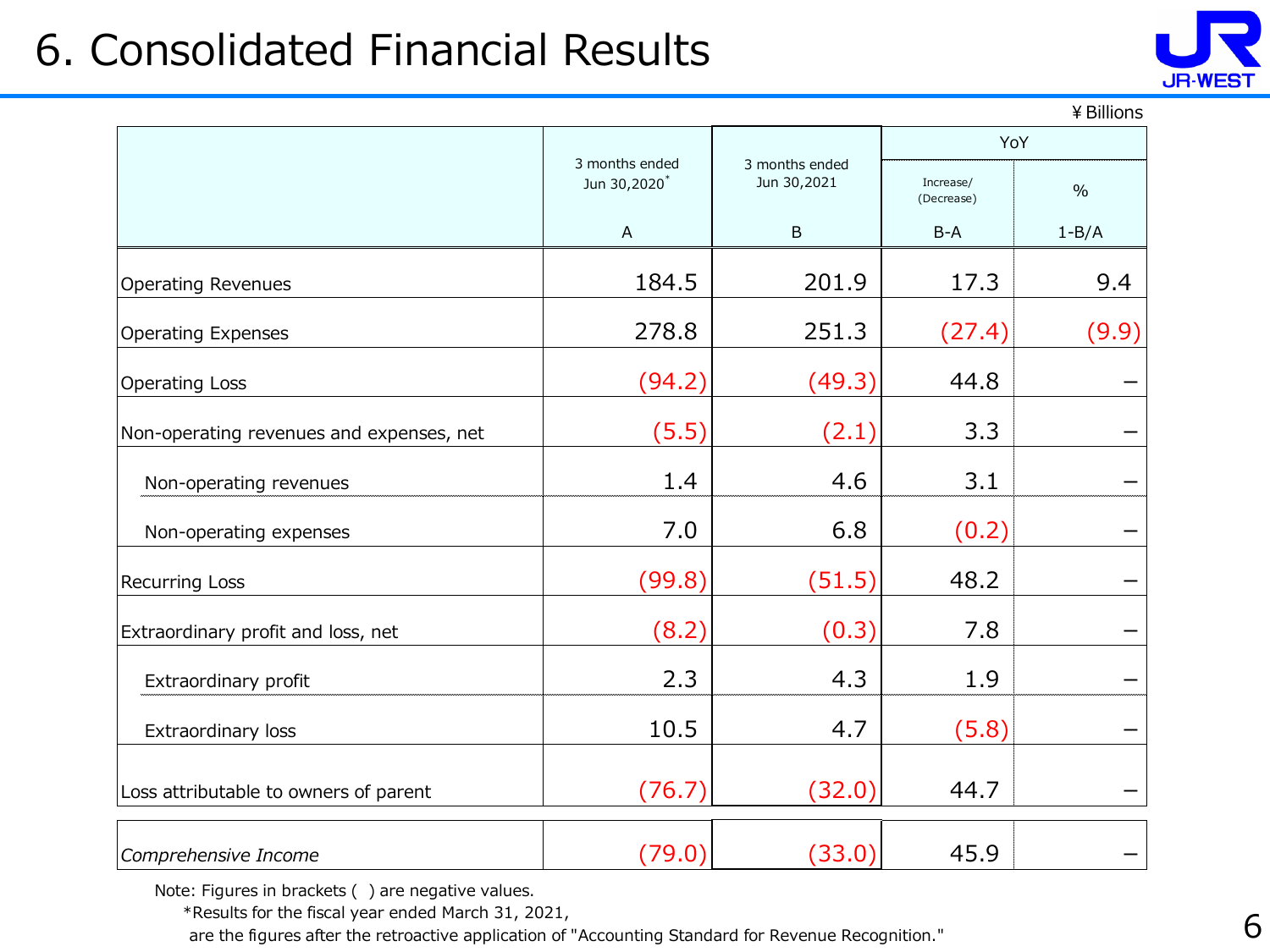# 6. Consolidated Financial Results

¥Billions

| | 3 months ended Jun 30,2020* | 3 months ended Jun 30,2021 | YoY | |
|---|---|---|---|---|
| | | | Increase/ (Decrease) | % |
| | A | B | B-A | 1-B/A |
| Operating Revenues | 184.5 | 201.9 | 17.3 | 9.4 |
| Operating Expenses | 278.8 | 251.3 | (27.4) | (9.9) |
| Operating Loss | (94.2) | (49.3) | 44.8 | – |
| Non-operating revenues and expenses, net | (5.5) | (2.1) | 3.3 | – |
| Non-operating revenues | 1.4 | 4.6 | 3.1 | – |
| Non-operating expenses | 7.0 | 6.8 | (0.2) | – |
| Recurring Loss | (99.8) | (51.5) | 48.2 | – |
| Extraordinary profit and loss, net | (8.2) | (0.3) | 7.8 | – |
| Extraordinary profit | 2.3 | 4.3 | 1.9 | – |
| Extraordinary loss | 10.5 | 4.7 | (5.8) | – |
| Loss attributable to owners of parent | (76.7) | (32.0) | 44.7 | – |
| *Comprehensive Income* | (79.0) | (33.0) | 45.9 | – |

Note: Figures in brackets ( ) are negative values.

*Results for the fiscal year ended March 31, 2021, are the figures after the retroactive application of "Accounting Standard for Revenue Recognition."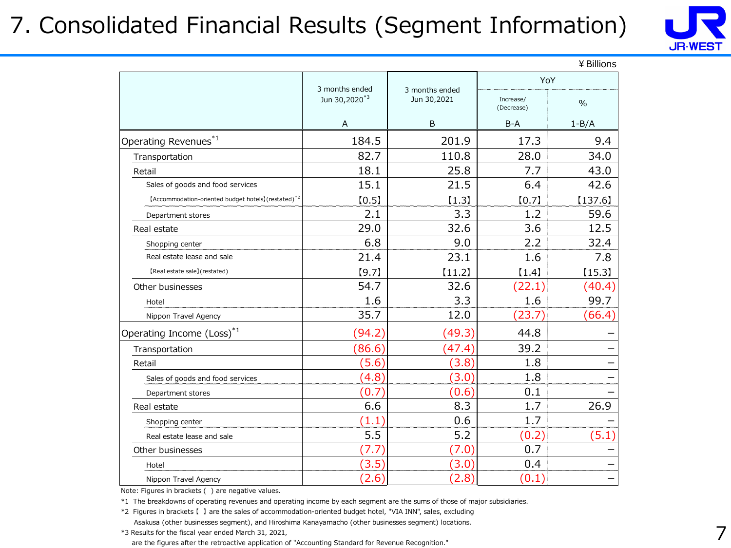# 7. Consolidated Financial Results (Segment Information)

¥ Billions

| | 3 months ended Jun 30,2020[3] | 3 months ended Jun 30,2021 | YoY | |
|---|---|---|---|---|
| | | | Increase/(Decrease) | % |
| | A | B | B-A | 1-B/A |
| Operating Revenues[1] | 184.5 | 201.9 | 17.3 | 9.4 |
| Transportation | 82.7 | 110.8 | 28.0 | 34.0 |
| Retail | 18.1 | 25.8 | 7.7 | 43.0 |
| Sales of goods and food services | 15.1 | 21.5 | 6.4 | 42.6 |
| 【Accommodation-oriented budget hotels】(restated)[2] | 【0.5】 | 【1.3】 | 【0.7】 | 【137.6】 |
| Department stores | 2.1 | 3.3 | 1.2 | 59.6 |
| Real estate | 29.0 | 32.6 | 3.6 | 12.5 |
| Shopping center | 6.8 | 9.0 | 2.2 | 32.4 |
| Real estate lease and sale | 21.4 | 23.1 | 1.6 | 7.8 |
| 【Real estate sale】(restated) | 【9.7】 | 【11.2】 | 【1.4】 | 【15.3】 |
| Other businesses | 54.7 | 32.6 | (22.1) | (40.4) |
| Hotel | 1.6 | 3.3 | 1.6 | 99.7 |
| Nippon Travel Agency | 35.7 | 12.0 | (23.7) | (66.4) |
| Operating Income (Loss)[1] | (94.2) | (49.3) | 44.8 | – |
| Transportation | (86.6) | (47.4) | 39.2 | – |
| Retail | (5.6) | (3.8) | 1.8 | – |
| Sales of goods and food services | (4.8) | (3.0) | 1.8 | – |
| Department stores | (0.7) | (0.6) | 0.1 | – |
| Real estate | 6.6 | 8.3 | 1.7 | 26.9 |
| Shopping center | (1.1) | 0.6 | 1.7 | – |
| Real estate lease and sale | 5.5 | 5.2 | (0.2) | (5.1) |
| Other businesses | (7.7) | (7.0) | 0.7 | – |
| Hotel | (3.5) | (3.0) | 0.4 | – |
| Nippon Travel Agency | (2.6) | (2.8) | (0.1) | – |

Note: Figures in brackets ( ) are negative values.

*1 The breakdowns of operating revenues and operating income by each segment are the sums of those of major subsidiaries.

*2 Figures in brackets【 】are the sales of accommodation-oriented budget hotel, "VIA INN", sales, excluding Asakusa (other businesses segment), and Hiroshima Kanayamacho (other businesses segment) locations.

*3 Results for the fiscal year ended March 31, 2021, are the figures after the retroactive application of "Accounting Standard for Revenue Recognition."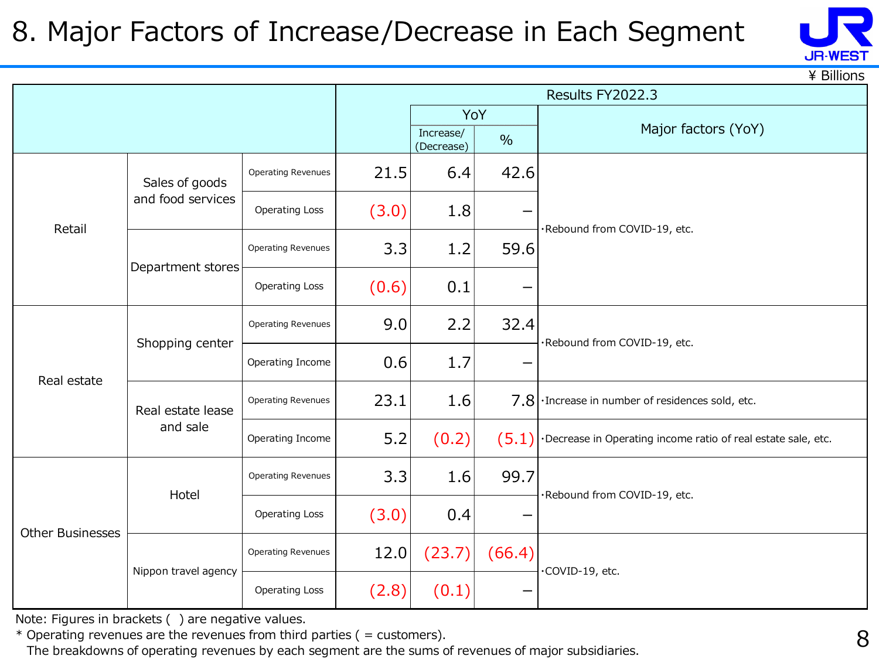# 8. Major Factors of Increase/Decrease in Each Segment

¥ Billions

| | | | Results FY2022.3 | | | |
|---|---|---|---|---|---|---|
| | | | | YoY | | Major factors (YoY) |
| | | | | Increase/(Decrease) | % | |
| Retail | Sales of goods and food services | Operating Revenues | 21.5 | 6.4 | 42.6 | ･Rebound from COVID-19, etc. |
| | | Operating Loss | (3.0) | 1.8 | – | |
| | Department stores | Operating Revenues | 3.3 | 1.2 | 59.6 | |
| | | Operating Loss | (0.6) | 0.1 | – | |
| Real estate | Shopping center | Operating Revenues | 9.0 | 2.2 | 32.4 | ･Rebound from COVID-19, etc. |
| | | Operating Income | 0.6 | 1.7 | – | |
| | Real estate lease and sale | Operating Revenues | 23.1 | 1.6 | 7.8 | ･Increase in number of residences sold, etc. |
| | | Operating Income | 5.2 | (0.2) | (5.1) | ･Decrease in Operating income ratio of real estate sale, etc. |
| Other Businesses | Hotel | Operating Revenues | 3.3 | 1.6 | 99.7 | ･Rebound from COVID-19, etc. |
| | | Operating Loss | (3.0) | 0.4 | – | |
| | Nippon travel agency | Operating Revenues | 12.0 | (23.7) | (66.4) | ･COVID-19, etc. |
| | | Operating Loss | (2.8) | (0.1) | – | |

Note: Figures in brackets ( ) are negative values.

* Operating revenues are the revenues from third parties ( = customers).
  The breakdowns of operating revenues by each segment are the sums of revenues of major subsidiaries.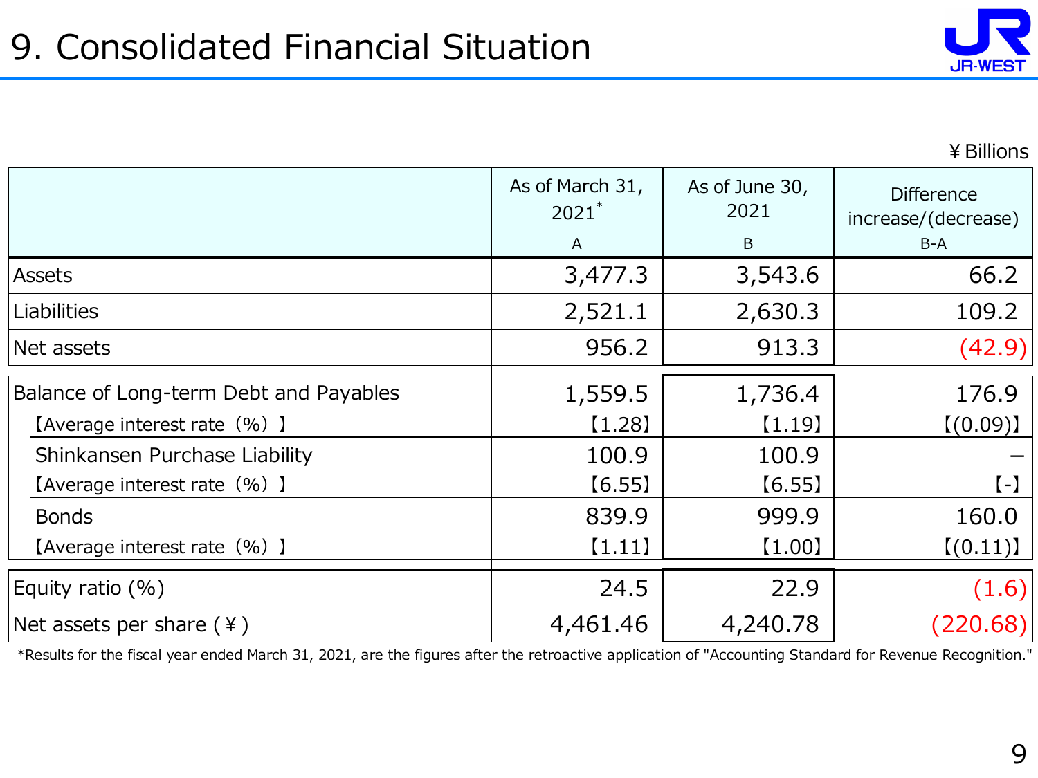# 9. Consolidated Financial Situation

¥Billions

| | As of March 31, 2021* A | As of June 30, 2021 B | Difference increase/(decrease) B-A |
|---|---|---|---|
| Assets | 3,477.3 | 3,543.6 | 66.2 |
| Liabilities | 2,521.1 | 2,630.3 | 109.2 |
| Net assets | 956.2 | 913.3 | (42.9) |
| Balance of Long-term Debt and Payables | 1,559.5 | 1,736.4 | 176.9 |
| 【Average interest rate（%）】 | 【1.28】 | 【1.19】 | 【(0.09)】 |
| Shinkansen Purchase Liability | 100.9 | 100.9 | － |
| 【Average interest rate（%）】 | 【6.55】 | 【6.55】 | 【-】 |
| Bonds | 839.9 | 999.9 | 160.0 |
| 【Average interest rate（%）】 | 【1.11】 | 【1.00】 | 【(0.11)】 |
| Equity ratio (%) | 24.5 | 22.9 | (1.6) |
| Net assets per share (¥) | 4,461.46 | 4,240.78 | (220.68) |

*Results for the fiscal year ended March 31, 2021, are the figures after the retroactive application of "Accounting Standard for Revenue Recognition."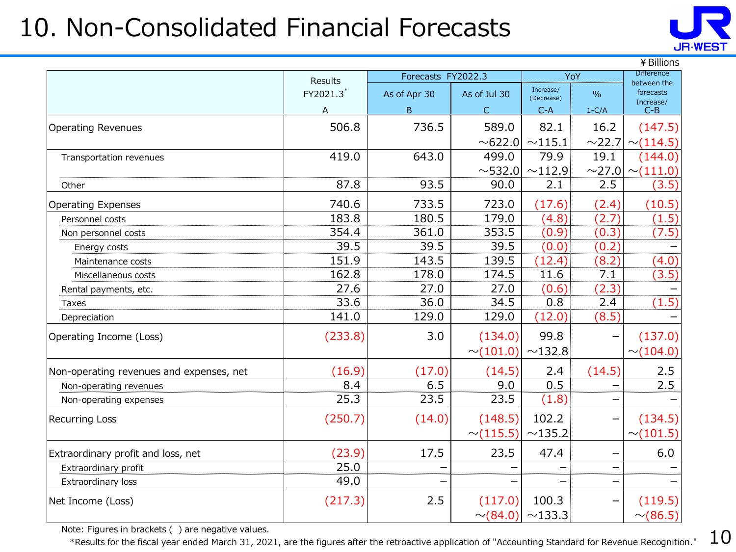# 10. Non-Consolidated Financial Forecasts

¥Billions

| | Results FY2021.3* A | Forecasts FY2022.3 As of Apr 30 B | Forecasts FY2022.3 As of Jul 30 C | YoY Increase/(Decrease) C-A | YoY % 1-C/A | Difference between the forecasts Increase/ C-B |
|---|---|---|---|---|---|---|
| Operating Revenues | 506.8 | 736.5 | 589.0 ～622.0 | 82.1 ～115.1 | 16.2 ～22.7 | (147.5) ～(114.5) |
| Transportation revenues | 419.0 | 643.0 | 499.0 ～532.0 | 79.9 ～112.9 | 19.1 ～27.0 | (144.0) ～(111.0) |
| Other | 87.8 | 93.5 | 90.0 | 2.1 | 2.5 | (3.5) |
| Operating Expenses | 740.6 | 733.5 | 723.0 | (17.6) | (2.4) | (10.5) |
| Personnel costs | 183.8 | 180.5 | 179.0 | (4.8) | (2.7) | (1.5) |
| Non personnel costs | 354.4 | 361.0 | 353.5 | (0.9) | (0.3) | (7.5) |
| Energy costs | 39.5 | 39.5 | 39.5 | (0.0) | (0.2) | – |
| Maintenance costs | 151.9 | 143.5 | 139.5 | (12.4) | (8.2) | (4.0) |
| Miscellaneous costs | 162.8 | 178.0 | 174.5 | 11.6 | 7.1 | (3.5) |
| Rental payments, etc. | 27.6 | 27.0 | 27.0 | (0.6) | (2.3) | – |
| Taxes | 33.6 | 36.0 | 34.5 | 0.8 | 2.4 | (1.5) |
| Depreciation | 141.0 | 129.0 | 129.0 | (12.0) | (8.5) | – |
| Operating Income (Loss) | (233.8) | 3.0 | (134.0) ～(101.0) | 99.8 ～132.8 | – | (137.0) ～(104.0) |
| Non-operating revenues and expenses, net | (16.9) | (17.0) | (14.5) | 2.4 | (14.5) | 2.5 |
| Non-operating revenues | 8.4 | 6.5 | 9.0 | 0.5 | – | 2.5 |
| Non-operating expenses | 25.3 | 23.5 | 23.5 | (1.8) | – | – |
| Recurring Loss | (250.7) | (14.0) | (148.5) ～(115.5) | 102.2 ～135.2 | – | (134.5) ～(101.5) |
| Extraordinary profit and loss, net | (23.9) | 17.5 | 23.5 | 47.4 | – | 6.0 |
| Extraordinary profit | 25.0 | – | – | – | – | – |
| Extraordinary loss | 49.0 | – | – | – | – | – |
| Net Income (Loss) | (217.3) | 2.5 | (117.0) ～(84.0) | 100.3 ～133.3 | – | (119.5) ～(86.5) |

Note: Figures in brackets ( ) are negative values.

*Results for the fiscal year ended March 31, 2021, are the figures after the retroactive application of "Accounting Standard for Revenue Recognition."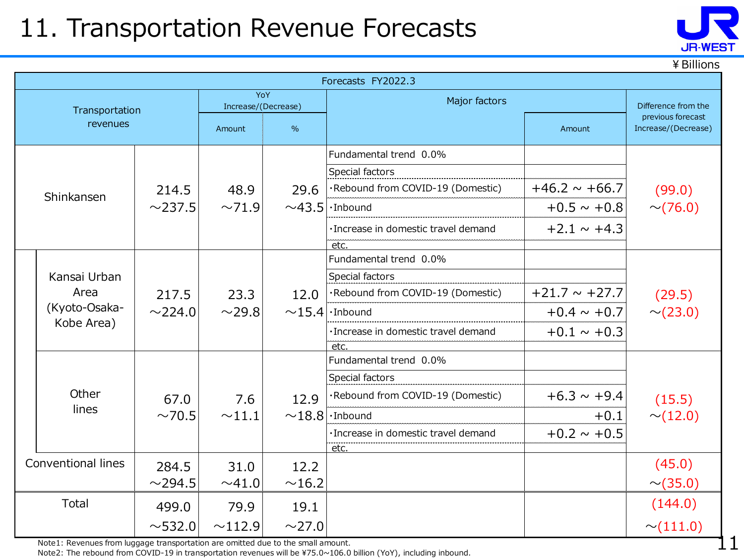# 11. Transportation Revenue Forecasts

¥ Billions

| Forecasts FY2022.3 | | | | | | |
|---|---|---|---|---|---|---|
| Transportation revenues | | YoY Increase/(Decrease) Amount | YoY Increase/(Decrease) % | Major factors | Major factors Amount | Difference from the previous forecast Increase/(Decrease) |
| Shinkansen | 214.5 ～237.5 | 48.9 ～71.9 | 29.6 ～43.5 | Fundamental trend 0.0% | | (99.0) ～(76.0) |
| | | | | Special factors | | |
| | | | | ･Rebound from COVID-19 (Domestic) | +46.2 ～ +66.7 | |
| | | | | ･Inbound | +0.5 ～ +0.8 | |
| | | | | ･Increase in domestic travel demand | +2.1 ～ +4.3 | |
| | | | | etc. | | |
| Kansai Urban Area (Kyoto-Osaka-Kobe Area) | 217.5 ～224.0 | 23.3 ～29.8 | 12.0 ～15.4 | Fundamental trend 0.0% | | (29.5) ～(23.0) |
| | | | | Special factors | | |
| | | | | ･Rebound from COVID-19 (Domestic) | +21.7 ～ +27.7 | |
| | | | | ･Inbound | +0.4 ～ +0.7 | |
| | | | | ･Increase in domestic travel demand | +0.1 ～ +0.3 | |
| | | | | etc. | | |
| Other lines | 67.0 ～70.5 | 7.6 ～11.1 | 12.9 ～18.8 | Fundamental trend 0.0% | | (15.5) ～(12.0) |
| | | | | Special factors | | |
| | | | | ･Rebound from COVID-19 (Domestic) | +6.3 ～ +9.4 | |
| | | | | ･Inbound | +0.1 | |
| | | | | ･Increase in domestic travel demand | +0.2 ～ +0.5 | |
| | | | | etc. | | |
| Conventional lines | 284.5 ～294.5 | 31.0 ～41.0 | 12.2 ～16.2 | | | (45.0) ～(35.0) |
| Total | 499.0 ～532.0 | 79.9 ～112.9 | 19.1 ～27.0 | | | (144.0) ～(111.0) |

Note1: Revenues from luggage transportation are omitted due to the small amount.
Note2: The rebound from COVID-19 in transportation revenues will be ¥75.0～106.0 billion (YoY), including inbound.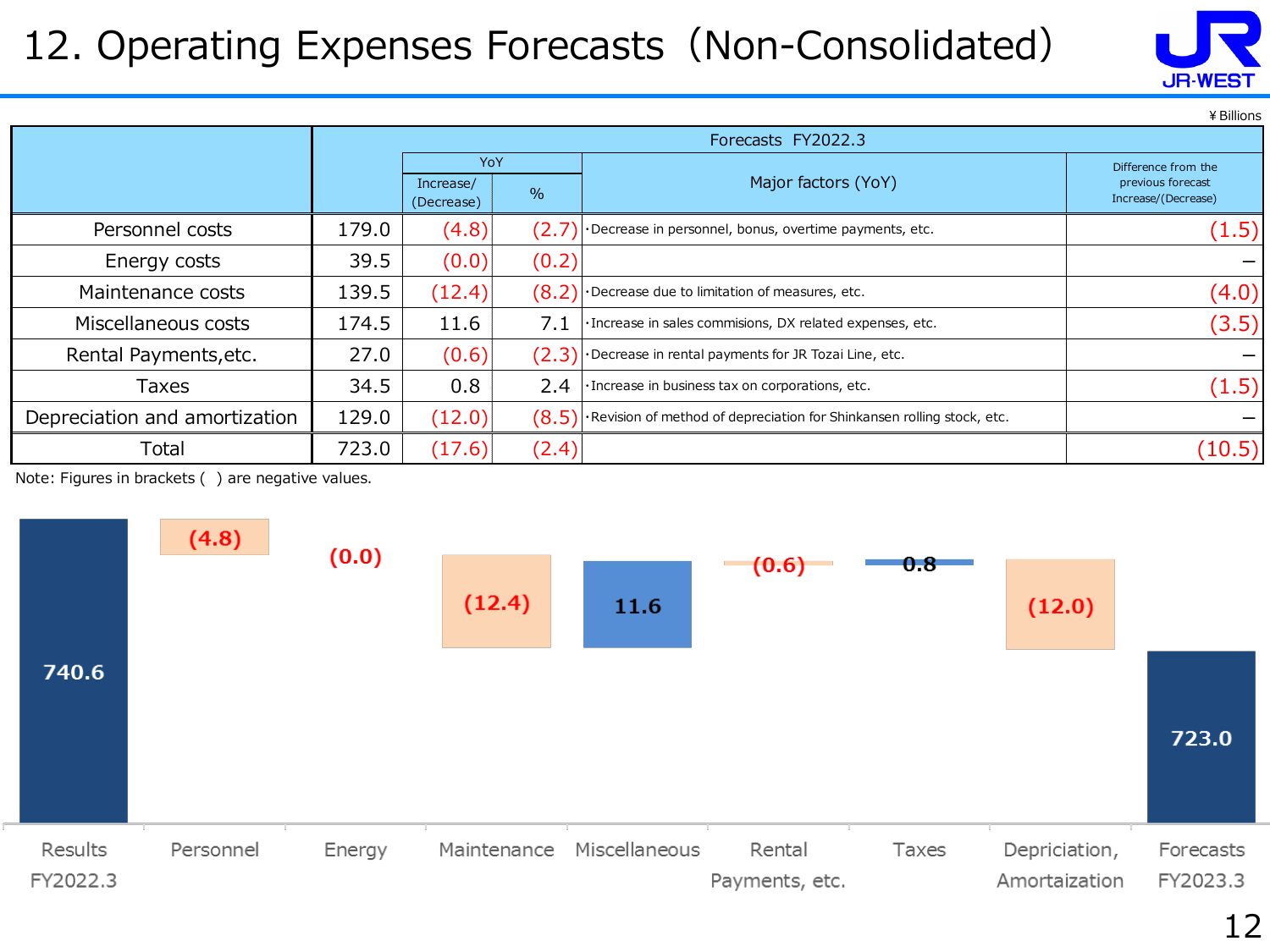# 12. Operating Expenses Forecasts（Non-Consolidated）

¥Billions

| | Forecasts FY2022.3 | | | | |
|---|---|---|---|---|---|
| | | YoY | | Major factors (YoY) | Difference from the previous forecast Increase/(Decrease) |
| | | Increase/(Decrease) | % | | |
| Personnel costs | 179.0 | (4.8) | (2.7) | ･Decrease in personnel, bonus, overtime payments, etc. | (1.5) |
| Energy costs | 39.5 | (0.0) | (0.2) | | – |
| Maintenance costs | 139.5 | (12.4) | (8.2) | ･Decrease due to limitation of measures, etc. | (4.0) |
| Miscellaneous costs | 174.5 | 11.6 | 7.1 | ･Increase in sales commisions, DX related expenses, etc. | (3.5) |
| Rental Payments,etc. | 27.0 | (0.6) | (2.3) | ･Decrease in rental payments for JR Tozai Line, etc. | – |
| Taxes | 34.5 | 0.8 | 2.4 | ･Increase in business tax on corporations, etc. | (1.5) |
| Depreciation and amortization | 129.0 | (12.0) | (8.5) | ･Revision of method of depreciation for Shinkansen rolling stock, etc. | – |
| Total | 723.0 | (17.6) | (2.4) | | (10.5) |

Note: Figures in brackets ( ) are negative values.

| Results FY2022.3 | Personnel | Energy | Maintenance | Miscellaneous | Rental Payments, etc. | Taxes | Depriciation, Amortaization | Forecasts FY2023.3 |
|---|---|---|---|---|---|---|---|---|
| 740.6 | (4.8) | (0.0) | (12.4) | 11.6 | (0.6) | 0.8 | (12.0) | 723.0 |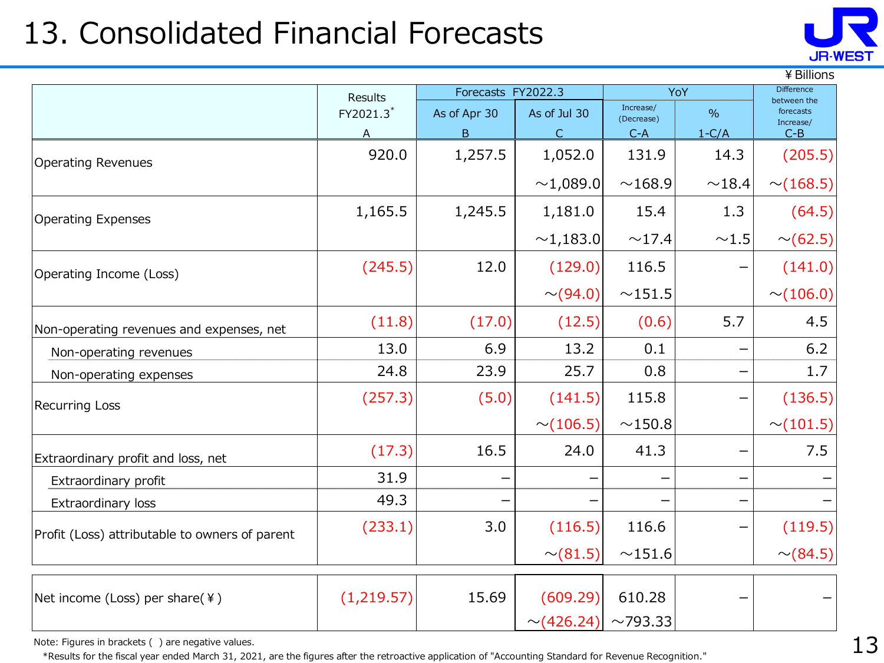# 13. Consolidated Financial Forecasts

¥Billions

| | Results FY2021.3* A | Forecasts FY2022.3 As of Apr 30 B | Forecasts FY2022.3 As of Jul 30 C | YoY Increase/(Decrease) C-A | YoY % 1-C/A | Difference between the forecasts Increase/ C-B |
|---|---|---|---|---|---|---|
| Operating Revenues | 920.0 | 1,257.5 | 1,052.0 ～1,089.0 | 131.9 ～168.9 | 14.3 ～18.4 | (205.5) ～(168.5) |
| Operating Expenses | 1,165.5 | 1,245.5 | 1,181.0 ～1,183.0 | 15.4 ～17.4 | 1.3 ～1.5 | (64.5) ～(62.5) |
| Operating Income (Loss) | (245.5) | 12.0 | (129.0) ～(94.0) | 116.5 ～151.5 | − | (141.0) ～(106.0) |
| Non-operating revenues and expenses, net | (11.8) | (17.0) | (12.5) | (0.6) | 5.7 | 4.5 |
| Non-operating revenues | 13.0 | 6.9 | 13.2 | 0.1 | − | 6.2 |
| Non-operating expenses | 24.8 | 23.9 | 25.7 | 0.8 | − | 1.7 |
| Recurring Loss | (257.3) | (5.0) | (141.5) ～(106.5) | 115.8 ～150.8 | − | (136.5) ～(101.5) |
| Extraordinary profit and loss, net | (17.3) | 16.5 | 24.0 | 41.3 | − | 7.5 |
| Extraordinary profit | 31.9 | − | − | − | − | − |
| Extraordinary loss | 49.3 | − | − | − | − | − |
| Profit (Loss) attributable to owners of parent | (233.1) | 3.0 | (116.5) ～(81.5) | 116.6 ～151.6 | − | (119.5) ～(84.5) |
| Net income (Loss) per share(¥) | (1,219.57) | 15.69 | (609.29) ～(426.24) | 610.28 ～793.33 | − | − |

Note: Figures in brackets ( ) are negative values.

*Results for the fiscal year ended March 31, 2021, are the figures after the retroactive application of "Accounting Standard for Revenue Recognition."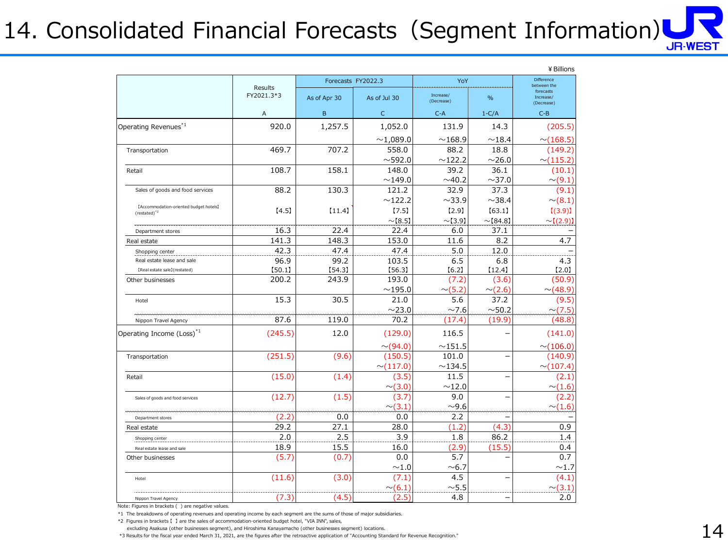# 14. Consolidated Financial Forecasts (Segment Information)

¥Billions

| | Results FY2021.3*3 | Forecasts FY2022.3 | | YoY | | Difference between the forecasts Increase/(Decrease) |
|---|---|---|---|---|---|---|
| | | As of Apr 30 | As of Jul 30 | Increase/(Decrease) | % | |
| | A | B | C | C-A | 1-C/A | C-B |
| Operating Revenues[*1] | 920.0 | 1,257.5 | 1,052.0 ~1,089.0 | 131.9 ~168.9 | 14.3 ~18.4 | (205.5) ~(168.5) |
| Transportation | 469.7 | 707.2 | 558.0 ~592.0 | 88.2 ~122.2 | 18.8 ~26.0 | (149.2) ~(115.2) |
| Retail | 108.7 | 158.1 | 148.0 ~149.0 | 39.2 ~40.2 | 36.1 ~37.0 | (10.1) ~(9.1) |
| Sales of goods and food services | 88.2 | 130.3 | 121.2 ~122.2 | 32.9 ~33.9 | 37.3 ~38.4 | (9.1) ~(8.1) |
| 【Accommodation-oriented budget hotels】(restated)[*2] | 【4.5】 | 【11.4】 | 【7.5】 ~【8.5】 | 【2.9】 ~【3.9】 | 【63.1】 ~【84.8】 | 【(3.9)】 ~【(2.9)】 |
| Department stores | 16.3 | 22.4 | 22.4 | 6.0 | 37.1 | – |
| Real estate | 141.3 | 148.3 | 153.0 | 11.6 | 8.2 | 4.7 |
| Shopping center | 42.3 | 47.4 | 47.4 | 5.0 | 12.0 | – |
| Real estate lease and sale | 96.9 | 99.2 | 103.5 | 6.5 | 6.8 | 4.3 |
| 【Real estate sale】(restated) | 【50.1】 | 【54.3】 | 【56.3】 | 【6.2】 | 【12.4】 | 【2.0】 |
| Other businesses | 200.2 | 243.9 | 193.0 ~195.0 | (7.2) ~(5.2) | (3.6) ~(2.6) | (50.9) ~(48.9) |
| Hotel | 15.3 | 30.5 | 21.0 ~23.0 | 5.6 ~7.6 | 37.2 ~50.2 | (9.5) ~(7.5) |
| Nippon Travel Agency | 87.6 | 119.0 | 70.2 | (17.4) | (19.9) | (48.8) |
| Operating Income (Loss)[*1] | (245.5) | 12.0 | (129.0) ~(94.0) | 116.5 ~151.5 | – | (141.0) ~(106.0) |
| Transportation | (251.5) | (9.6) | (150.5) ~(117.0) | 101.0 ~134.5 | – | (140.9) ~(107.4) |
| Retail | (15.0) | (1.4) | (3.5) ~(3.0) | 11.5 ~12.0 | – | (2.1) ~(1.6) |
| Sales of goods and food services | (12.7) | (1.5) | (3.7) ~(3.1) | 9.0 ~9.6 | – | (2.2) ~(1.6) |
| Department stores | (2.2) | 0.0 | 0.0 | 2.2 | – | – |
| Real estate | 29.2 | 27.1 | 28.0 | (1.2) | (4.3) | 0.9 |
| Shopping center | 2.0 | 2.5 | 3.9 | 1.8 | 86.2 | 1.4 |
| Real estate lease and sale | 18.9 | 15.5 | 16.0 | (2.9) | (15.5) | 0.4 |
| Other businesses | (5.7) | (0.7) | 0.0 ~1.0 | 5.7 ~6.7 | – | 0.7 ~1.7 |
| Hotel | (11.6) | (3.0) | (7.1) ~(6.1) | 4.5 ~5.5 | – | (4.1) ~(3.1) |
| Nippon Travel Agency | (7.3) | (4.5) | (2.5) | 4.8 | – | 2.0 |

Note: Figures in brackets ( ) are negative values.

*1 The breakdowns of operating revenues and operating income by each segment are the sums of those of major subsidiaries.

*2 Figures in brackets【 】are the sales of accommodation-oriented budget hotel, "VIA INN", sales, excluding Asakusa (other businesses segment), and Hiroshima Kanayamacho (other businesses segment) locations.

*3 Results for the fiscal year ended March 31, 2021, are the figures after the retroactive application of "Accounting Standard for Revenue Recognition."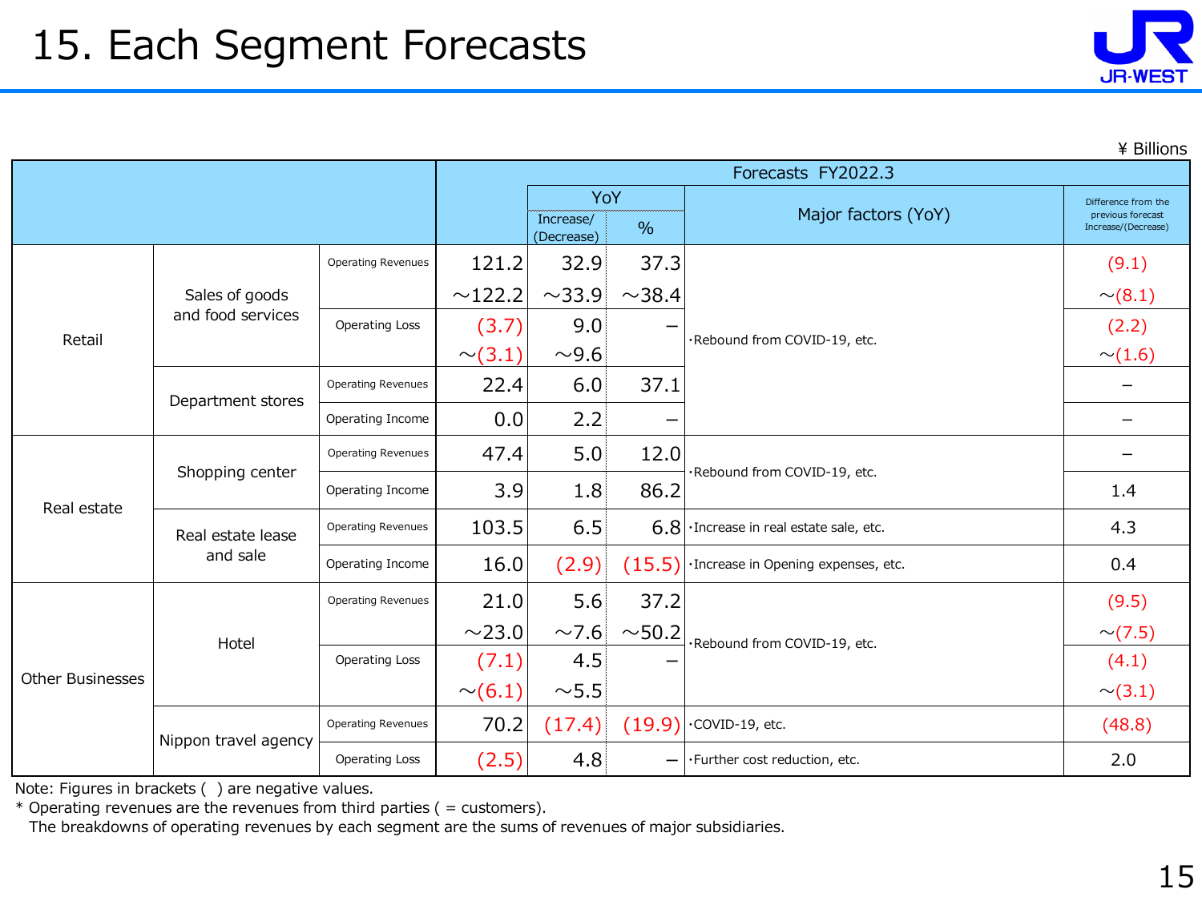# 15. Each Segment Forecasts

¥ Billions

| | | | Forecasts FY2022.3 | | | | |
|---|---|---|---|---|---|---|---|
| | | | | YoY | | Major factors (YoY) | Difference from the previous forecast Increase/(Decrease) |
| | | | | Increase/ (Decrease) | % | | |
| Retail | Sales of goods and food services | Operating Revenues | 121.2 ～122.2 | 32.9 ～33.9 | 37.3 ～38.4 | ･Rebound from COVID-19, etc. | (9.1) ～(8.1) |
| | | Operating Loss | (3.7) ～(3.1) | 9.0 ～9.6 | – | | (2.2) ～(1.6) |
| | Department stores | Operating Revenues | 22.4 | 6.0 | 37.1 | | – |
| | | Operating Income | 0.0 | 2.2 | – | | – |
| Real estate | Shopping center | Operating Revenues | 47.4 | 5.0 | 12.0 | ･Rebound from COVID-19, etc. | – |
| | | Operating Income | 3.9 | 1.8 | 86.2 | | 1.4 |
| | Real estate lease and sale | Operating Revenues | 103.5 | 6.5 | 6.8 | ･Increase in real estate sale, etc. | 4.3 |
| | | Operating Income | 16.0 | (2.9) | (15.5) | ･Increase in Opening expenses, etc. | 0.4 |
| Other Businesses | Hotel | Operating Revenues | 21.0 ～23.0 | 5.6 ～7.6 | 37.2 ～50.2 | ･Rebound from COVID-19, etc. | (9.5) ～(7.5) |
| | | Operating Loss | (7.1) ～(6.1) | 4.5 ～5.5 | – | | (4.1) ～(3.1) |
| | Nippon travel agency | Operating Revenues | 70.2 | (17.4) | (19.9) | ･COVID-19, etc. | (48.8) |
| | | Operating Loss | (2.5) | 4.8 | – | ･Further cost reduction, etc. | 2.0 |

Note: Figures in brackets ( ) are negative values.

* Operating revenues are the revenues from third parties ( = customers).
  The breakdowns of operating revenues by each segment are the sums of revenues of major subsidiaries.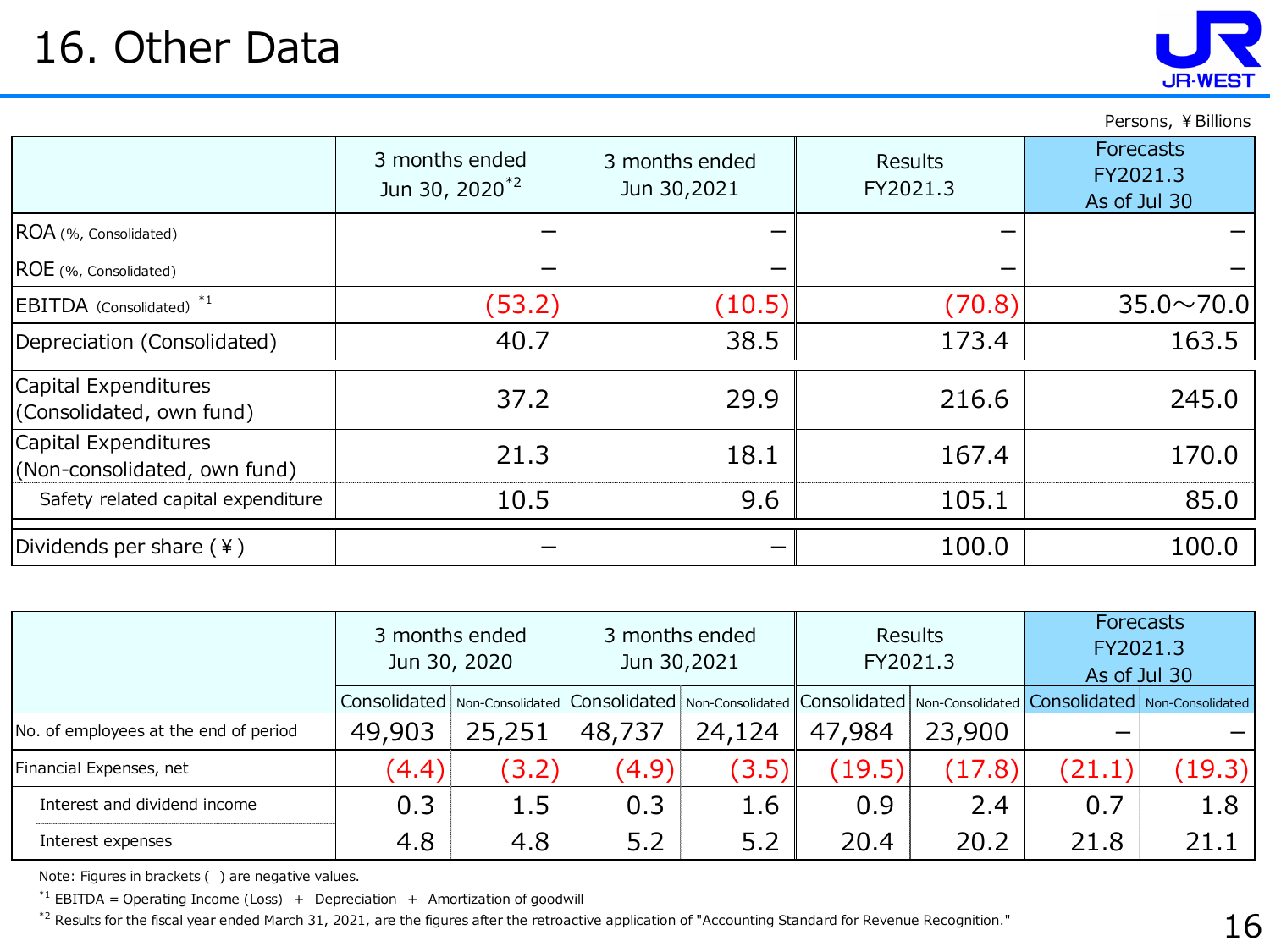# 16. Other Data

Persons, ¥Billions

| | 3 months ended Jun 30, 2020[*2] | 3 months ended Jun 30,2021 | Results FY2021.3 | Forecasts FY2021.3 As of Jul 30 |
|---|---|---|---|---|
| ROA (%, Consolidated) | – | – | – | – |
| ROE (%, Consolidated) | – | – | – | – |
| EBITDA (Consolidated) [*1] | (53.2) | (10.5) | (70.8) | 35.0～70.0 |
| Depreciation (Consolidated) | 40.7 | 38.5 | 173.4 | 163.5 |
| Capital Expenditures (Consolidated, own fund) | 37.2 | 29.9 | 216.6 | 245.0 |
| Capital Expenditures (Non-consolidated, own fund) | 21.3 | 18.1 | 167.4 | 170.0 |
| Safety related capital expenditure | 10.5 | 9.6 | 105.1 | 85.0 |
| Dividends per share (¥) | – | – | 100.0 | 100.0 |

| | 3 months ended Jun 30, 2020 | | 3 months ended Jun 30,2021 | | Results FY2021.3 | | Forecasts FY2021.3 As of Jul 30 | |
|---|---|---|---|---|---|---|---|---|
| | Consolidated | Non-Consolidated | Consolidated | Non-Consolidated | Consolidated | Non-Consolidated | Consolidated | Non-Consolidated |
| No. of employees at the end of period | 49,903 | 25,251 | 48,737 | 24,124 | 47,984 | 23,900 | – | – |
| Financial Expenses, net | (4.4) | (3.2) | (4.9) | (3.5) | (19.5) | (17.8) | (21.1) | (19.3) |
| Interest and dividend income | 0.3 | 1.5 | 0.3 | 1.6 | 0.9 | 2.4 | 0.7 | 1.8 |
| Interest expenses | 4.8 | 4.8 | 5.2 | 5.2 | 20.4 | 20.2 | 21.8 | 21.1 |

Note: Figures in brackets ( ) are negative values.

[*1] EBITDA = Operating Income (Loss) + Depreciation + Amortization of goodwill

[*2] Results for the fiscal year ended March 31, 2021, are the figures after the retroactive application of "Accounting Standard for Revenue Recognition."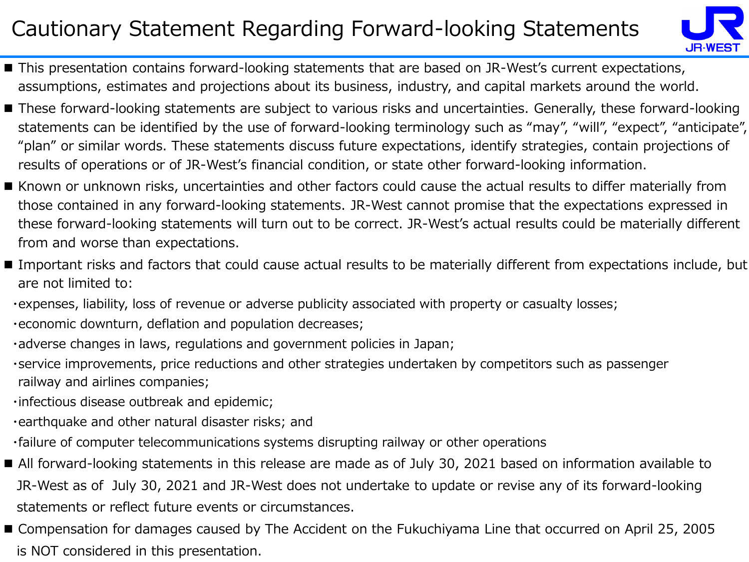# Cautionary Statement Regarding Forward-looking Statements

- This presentation contains forward-looking statements that are based on JR-West's current expectations, assumptions, estimates and projections about its business, industry, and capital markets around the world.
- These forward-looking statements are subject to various risks and uncertainties. Generally, these forward-looking statements can be identified by the use of forward-looking terminology such as "may", "will", "expect", "anticipate", "plan" or similar words. These statements discuss future expectations, identify strategies, contain projections of results of operations or of JR-West's financial condition, or state other forward-looking information.
- Known or unknown risks, uncertainties and other factors could cause the actual results to differ materially from those contained in any forward-looking statements. JR-West cannot promise that the expectations expressed in these forward-looking statements will turn out to be correct. JR-West's actual results could be materially different from and worse than expectations.
- Important risks and factors that could cause actual results to be materially different from expectations include, but are not limited to:
  - expenses, liability, loss of revenue or adverse publicity associated with property or casualty losses;
  - economic downturn, deflation and population decreases;
  - adverse changes in laws, regulations and government policies in Japan;
  - service improvements, price reductions and other strategies undertaken by competitors such as passenger railway and airlines companies;
  - infectious disease outbreak and epidemic;
  - earthquake and other natural disaster risks; and
  - failure of computer telecommunications systems disrupting railway or other operations
- All forward-looking statements in this release are made as of July 30, 2021 based on information available to JR-West as of July 30, 2021 and JR-West does not undertake to update or revise any of its forward-looking statements or reflect future events or circumstances.
- Compensation for damages caused by The Accident on the Fukuchiyama Line that occurred on April 25, 2005 is NOT considered in this presentation.